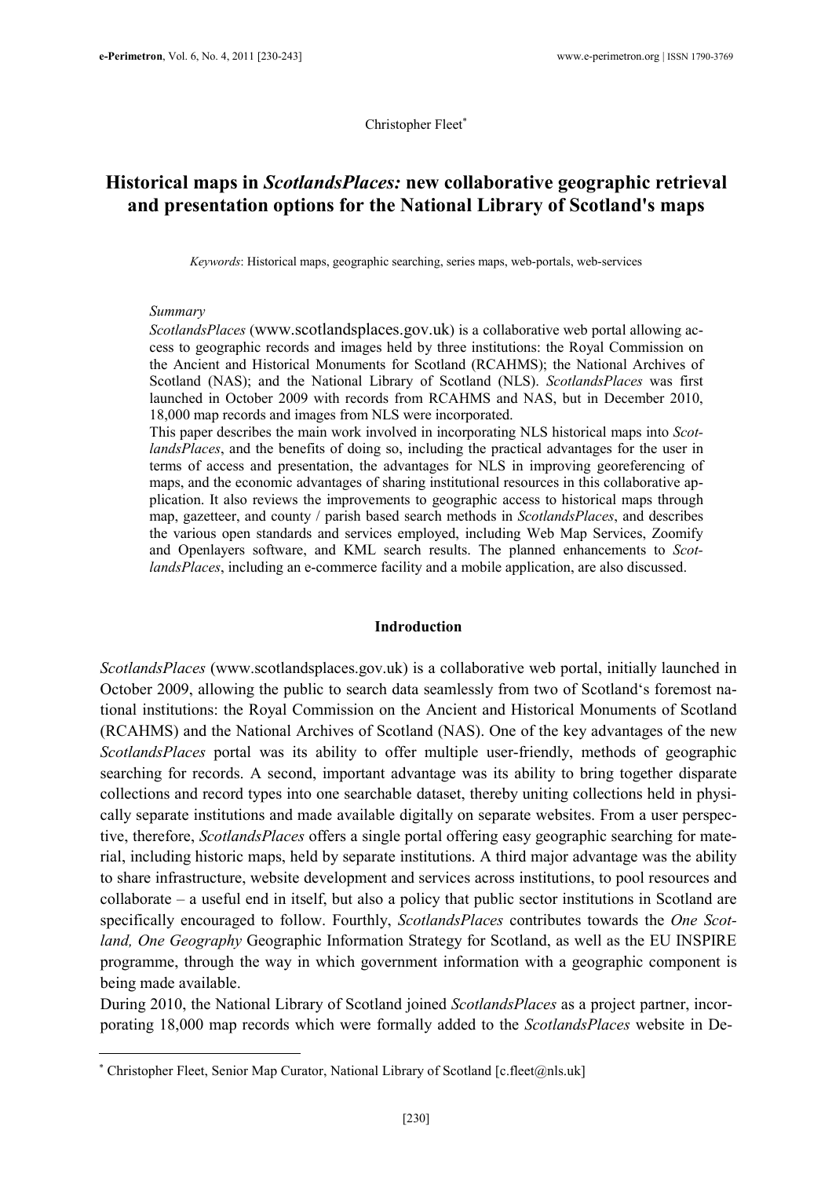Christopher Fleet[*]

# Historical maps in *ScotlandsPlaces:* new collaborative geographic retrieval and presentation options for the National Library of Scotland's maps

*Keywords*: Historical maps, geographic searching, series maps, web-portals, web-services

*Summary*

*ScotlandsPlaces* (www.scotlandsplaces.gov.uk) is a collaborative web portal allowing access to geographic records and images held by three institutions: the Royal Commission on the Ancient and Historical Monuments for Scotland (RCAHMS); the National Archives of Scotland (NAS); and the National Library of Scotland (NLS). *ScotlandsPlaces* was first launched in October 2009 with records from RCAHMS and NAS, but in December 2010, 18,000 map records and images from NLS were incorporated.

This paper describes the main work involved in incorporating NLS historical maps into *ScotlandsPlaces*, and the benefits of doing so, including the practical advantages for the user in terms of access and presentation, the advantages for NLS in improving georeferencing of maps, and the economic advantages of sharing institutional resources in this collaborative application. It also reviews the improvements to geographic access to historical maps through map, gazetteer, and county / parish based search methods in *ScotlandsPlaces*, and describes the various open standards and services employed, including Web Map Services, Zoomify and Openlayers software, and KML search results. The planned enhancements to *ScotlandsPlaces*, including an e-commerce facility and a mobile application, are also discussed.

## Indroduction

*ScotlandsPlaces* (www.scotlandsplaces.gov.uk) is a collaborative web portal, initially launched in October 2009, allowing the public to search data seamlessly from two of Scotland's foremost national institutions: the Royal Commission on the Ancient and Historical Monuments of Scotland (RCAHMS) and the National Archives of Scotland (NAS). One of the key advantages of the new *ScotlandsPlaces* portal was its ability to offer multiple user-friendly, methods of geographic searching for records. A second, important advantage was its ability to bring together disparate collections and record types into one searchable dataset, thereby uniting collections held in physically separate institutions and made available digitally on separate websites. From a user perspective, therefore, *ScotlandsPlaces* offers a single portal offering easy geographic searching for material, including historic maps, held by separate institutions. A third major advantage was the ability to share infrastructure, website development and services across institutions, to pool resources and collaborate – a useful end in itself, but also a policy that public sector institutions in Scotland are specifically encouraged to follow. Fourthly, *ScotlandsPlaces* contributes towards the *One Scotland, One Geography* Geographic Information Strategy for Scotland, as well as the EU INSPIRE programme, through the way in which government information with a geographic component is being made available.

During 2010, the National Library of Scotland joined *ScotlandsPlaces* as a project partner, incorporating 18,000 map records which were formally added to the *ScotlandsPlaces* website in De-

[*] Christopher Fleet, Senior Map Curator, National Library of Scotland [c.fleet@nls.uk]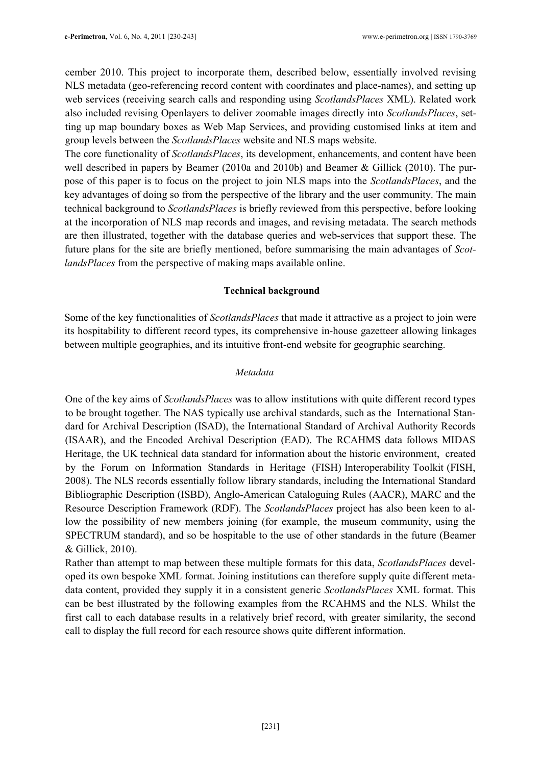cember 2010. This project to incorporate them, described below, essentially involved revising NLS metadata (geo-referencing record content with coordinates and place-names), and setting up web services (receiving search calls and responding using *ScotlandsPlaces* XML). Related work also included revising Openlayers to deliver zoomable images directly into *ScotlandsPlaces*, setting up map boundary boxes as Web Map Services, and providing customised links at item and group levels between the *ScotlandsPlaces* website and NLS maps website.

The core functionality of *ScotlandsPlaces*, its development, enhancements, and content have been well described in papers by Beamer (2010a and 2010b) and Beamer & Gillick (2010). The purpose of this paper is to focus on the project to join NLS maps into the *ScotlandsPlaces*, and the key advantages of doing so from the perspective of the library and the user community. The main technical background to *ScotlandsPlaces* is briefly reviewed from this perspective, before looking at the incorporation of NLS map records and images, and revising metadata. The search methods are then illustrated, together with the database queries and web-services that support these. The future plans for the site are briefly mentioned, before summarising the main advantages of *ScotlandsPlaces* from the perspective of making maps available online.

## Technical background

Some of the key functionalities of *ScotlandsPlaces* that made it attractive as a project to join were its hospitability to different record types, its comprehensive in-house gazetteer allowing linkages between multiple geographies, and its intuitive front-end website for geographic searching.

### *Metadata*

One of the key aims of *ScotlandsPlaces* was to allow institutions with quite different record types to be brought together. The NAS typically use archival standards, such as the International Standard for Archival Description (ISAD), the International Standard of Archival Authority Records (ISAAR), and the Encoded Archival Description (EAD). The RCAHMS data follows MIDAS Heritage, the UK technical data standard for information about the historic environment, created by the Forum on Information Standards in Heritage (FISH) Interoperability Toolkit (FISH, 2008). The NLS records essentially follow library standards, including the International Standard Bibliographic Description (ISBD), Anglo-American Cataloguing Rules (AACR), MARC and the Resource Description Framework (RDF). The *ScotlandsPlaces* project has also been keen to allow the possibility of new members joining (for example, the museum community, using the SPECTRUM standard), and so be hospitable to the use of other standards in the future (Beamer & Gillick, 2010).

Rather than attempt to map between these multiple formats for this data, *ScotlandsPlaces* developed its own bespoke XML format. Joining institutions can therefore supply quite different metadata content, provided they supply it in a consistent generic *ScotlandsPlaces* XML format. This can be best illustrated by the following examples from the RCAHMS and the NLS. Whilst the first call to each database results in a relatively brief record, with greater similarity, the second call to display the full record for each resource shows quite different information.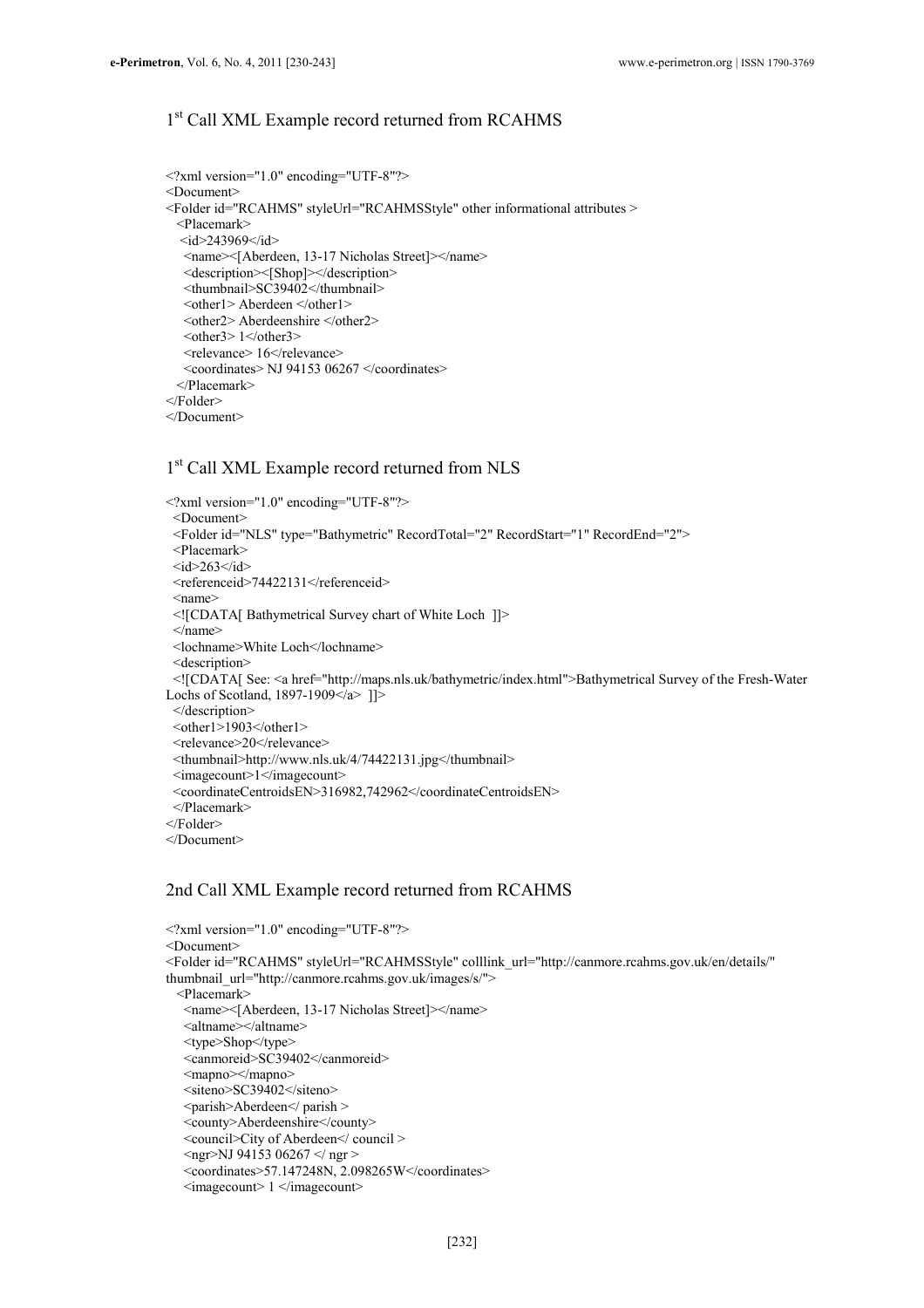## 1st Call XML Example record returned from RCAHMS

```
<?xml version="1.0" encoding="UTF-8"?>
<Document>
<Folder id="RCAHMS" styleUrl="RCAHMSStyle" other informational attributes >
  <Placemark>
   <id>243969</id>
    <name><[Aberdeen, 13-17 Nicholas Street]></name>
    <description><[Shop]></description>
    <thumbnail>SC39402</thumbnail>
    <other1> Aberdeen </other1>
    <other2> Aberdeenshire </other2>
    <other3> 1</other3>
    <relevance> 16</relevance>
    <coordinates> NJ 94153 06267 </coordinates>
  </Placemark>
</Folder>
</Document>
```

## 1st Call XML Example record returned from NLS

```
<?xml version="1.0" encoding="UTF-8"?>
 <Document>
 <Folder id="NLS" type="Bathymetric" RecordTotal="2" RecordStart="1" RecordEnd="2">
 <Placemark>
 <id>263</id>
 <referenceid>74422131</referenceid>
 <name>
 <![CDATA[ Bathymetrical Survey chart of White Loch  ]]>
 </name>
 <lochname>White Loch</lochname>
 <description>
 <![CDATA[ See: <a href="http://maps.nls.uk/bathymetric/index.html">Bathymetrical Survey of the Fresh-Water Lochs of Scotland, 1897-1909</a>  ]]>
 </description>
 <other1>1903</other1>
 <relevance>20</relevance>
 <thumbnail>http://www.nls.uk/4/74422131.jpg</thumbnail>
 <imagecount>1</imagecount>
 <coordinateCentroidsEN>316982,742962</coordinateCentroidsEN>
 </Placemark>
</Folder>
</Document>
```

## 2nd Call XML Example record returned from RCAHMS

```
<?xml version="1.0" encoding="UTF-8"?>
<Document>
<Folder id="RCAHMS" styleUrl="RCAHMSStyle" colllink_url="http://canmore.rcahms.gov.uk/en/details/"
thumbnail_url="http://canmore.rcahms.gov.uk/images/s/">
  <Placemark>
    <name><[Aberdeen, 13-17 Nicholas Street]></name>
    <altname></altname>
    <type>Shop</type>
    <canmoreid>SC39402</canmoreid>
    <mapno></mapno>
    <siteno>SC39402</siteno>
    <parish>Aberdeen</ parish >
    <county>Aberdeenshire</county>
    <council>City of Aberdeen</ council >
    <ngr>NJ 94153 06267 </ ngr >
    <coordinates>57.147248N, 2.098265W</coordinates>
    <imagecount> 1 </imagecount>
```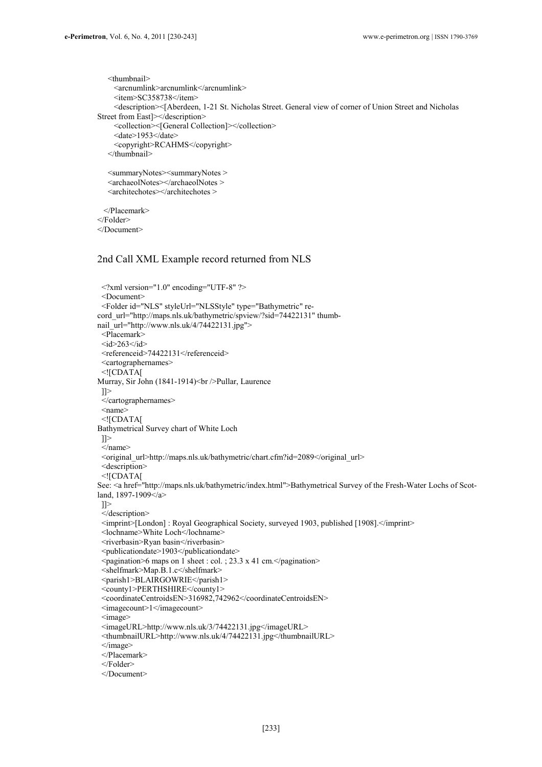```
    <thumbnail>
      <arcnumlink>arcnumlink</arcnumlink>
      <item>SC358738</item>
      <description><[Aberdeen, 1-21 St. Nicholas Street. General view of corner of Union Street and Nicholas
Street from East]></description>
      <collection><[General Collection]></collection>
      <date>1953</date>
      <copyright>RCAHMS</copyright>
    </thumbnail>

    <summaryNotes><summaryNotes >
    <archaeolNotes></archaeolNotes >
    <architechotes></architechotes >

  </Placemark>
</Folder>
</Document>
```

## 2nd Call XML Example record returned from NLS

```
  <?xml version="1.0" encoding="UTF-8" ?>
  <Document>
  <Folder id="NLS" styleUrl="NLSStyle" type="Bathymetric" re-
cord_url="http://maps.nls.uk/bathymetric/spview/?sid=74422131" thumb-
nail_url="http://www.nls.uk/4/74422131.jpg">
  <Placemark>
  <id>263</id>
  <referenceid>74422131</referenceid>
  <cartographernames>
  <![CDATA[
Murray, Sir John (1841-1914)<br />Pullar, Laurence
  ]]>
  </cartographernames>
  <name>
  <![CDATA[
Bathymetrical Survey chart of White Loch
  ]]>
  </name>
  <original_url>http://maps.nls.uk/bathymetric/chart.cfm?id=2089</original_url>
  <description>
  <![CDATA[
See: <a href="http://maps.nls.uk/bathymetric/index.html">Bathymetrical Survey of the Fresh-Water Lochs of Scot-
land, 1897-1909</a>
  ]]>
  </description>
  <imprint>[London] : Royal Geographical Society, surveyed 1903, published [1908].</imprint>
  <lochname>White Loch</lochname>
  <riverbasin>Ryan basin</riverbasin>
  <publicationdate>1903</publicationdate>
  <pagination>6 maps on 1 sheet : col. ; 23.3 x 41 cm.</pagination>
  <shelfmark>Map.B.1.c</shelfmark>
  <parish1>BLAIRGOWRIE</parish1>
  <county1>PERTHSHIRE</county1>
  <coordinateCentroidsEN>316982,742962</coordinateCentroidsEN>
  <imagecount>1</imagecount>
  <image>
  <imageURL>http://www.nls.uk/3/74422131.jpg</imageURL>
  <thumbnailURL>http://www.nls.uk/4/74422131.jpg</thumbnailURL>
  </image>
  </Placemark>
  </Folder>
  </Document>
```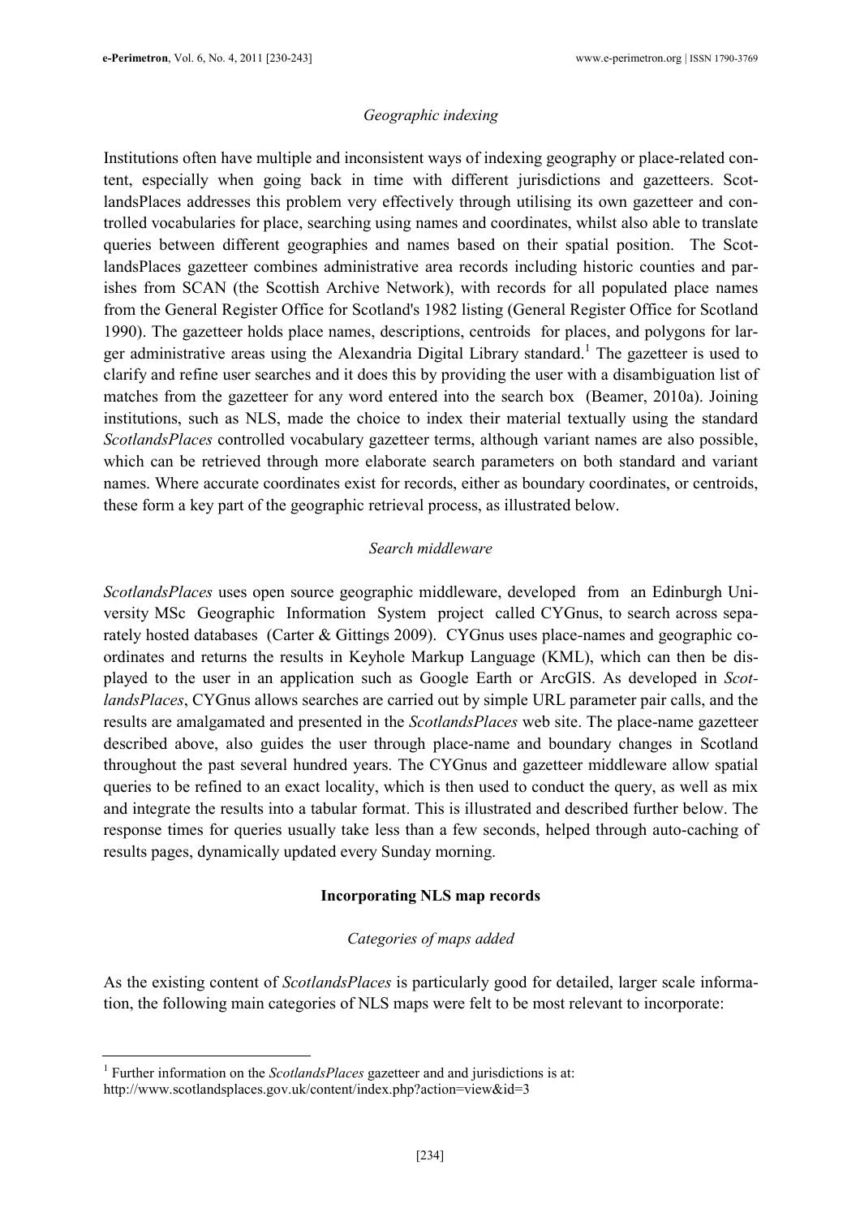*Geographic indexing*

Institutions often have multiple and inconsistent ways of indexing geography or place-related content, especially when going back in time with different jurisdictions and gazetteers. ScotlandsPlaces addresses this problem very effectively through utilising its own gazetteer and controlled vocabularies for place, searching using names and coordinates, whilst also able to translate queries between different geographies and names based on their spatial position. The ScotlandsPlaces gazetteer combines administrative area records including historic counties and parishes from SCAN (the Scottish Archive Network), with records for all populated place names from the General Register Office for Scotland's 1982 listing (General Register Office for Scotland 1990). The gazetteer holds place names, descriptions, centroids for places, and polygons for larger administrative areas using the Alexandria Digital Library standard.[1] The gazetteer is used to clarify and refine user searches and it does this by providing the user with a disambiguation list of matches from the gazetteer for any word entered into the search box (Beamer, 2010a). Joining institutions, such as NLS, made the choice to index their material textually using the standard *ScotlandsPlaces* controlled vocabulary gazetteer terms, although variant names are also possible, which can be retrieved through more elaborate search parameters on both standard and variant names. Where accurate coordinates exist for records, either as boundary coordinates, or centroids, these form a key part of the geographic retrieval process, as illustrated below.

*Search middleware*

*ScotlandsPlaces* uses open source geographic middleware, developed from an Edinburgh University MSc Geographic Information System project called CYGnus, to search across separately hosted databases (Carter & Gittings 2009). CYGnus uses place-names and geographic coordinates and returns the results in Keyhole Markup Language (KML), which can then be displayed to the user in an application such as Google Earth or ArcGIS. As developed in *ScotlandsPlaces*, CYGnus allows searches are carried out by simple URL parameter pair calls, and the results are amalgamated and presented in the *ScotlandsPlaces* web site. The place-name gazetteer described above, also guides the user through place-name and boundary changes in Scotland throughout the past several hundred years. The CYGnus and gazetteer middleware allow spatial queries to be refined to an exact locality, which is then used to conduct the query, as well as mix and integrate the results into a tabular format. This is illustrated and described further below. The response times for queries usually take less than a few seconds, helped through auto-caching of results pages, dynamically updated every Sunday morning.

**Incorporating NLS map records**

*Categories of maps added*

As the existing content of *ScotlandsPlaces* is particularly good for detailed, larger scale information, the following main categories of NLS maps were felt to be most relevant to incorporate:

---

[1] Further information on the *ScotlandsPlaces* gazetteer and and jurisdictions is at: http://www.scotlandsplaces.gov.uk/content/index.php?action=view&id=3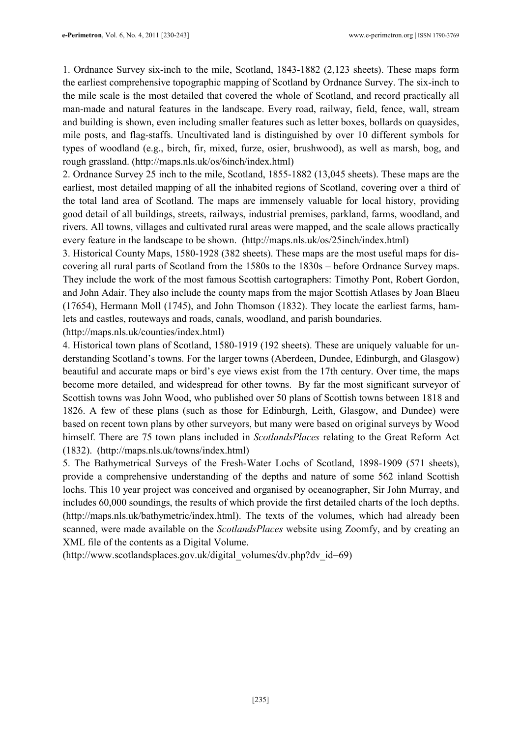1. Ordnance Survey six-inch to the mile, Scotland, 1843-1882 (2,123 sheets). These maps form the earliest comprehensive topographic mapping of Scotland by Ordnance Survey. The six-inch to the mile scale is the most detailed that covered the whole of Scotland, and record practically all man-made and natural features in the landscape. Every road, railway, field, fence, wall, stream and building is shown, even including smaller features such as letter boxes, bollards on quaysides, mile posts, and flag-staffs. Uncultivated land is distinguished by over 10 different symbols for types of woodland (e.g., birch, fir, mixed, furze, osier, brushwood), as well as marsh, bog, and rough grassland. (http://maps.nls.uk/os/6inch/index.html)

2. Ordnance Survey 25 inch to the mile, Scotland, 1855-1882 (13,045 sheets). These maps are the earliest, most detailed mapping of all the inhabited regions of Scotland, covering over a third of the total land area of Scotland. The maps are immensely valuable for local history, providing good detail of all buildings, streets, railways, industrial premises, parkland, farms, woodland, and rivers. All towns, villages and cultivated rural areas were mapped, and the scale allows practically every feature in the landscape to be shown. (http://maps.nls.uk/os/25inch/index.html)

3. Historical County Maps, 1580-1928 (382 sheets). These maps are the most useful maps for discovering all rural parts of Scotland from the 1580s to the 1830s – before Ordnance Survey maps. They include the work of the most famous Scottish cartographers: Timothy Pont, Robert Gordon, and John Adair. They also include the county maps from the major Scottish Atlases by Joan Blaeu (17654), Hermann Moll (1745), and John Thomson (1832). They locate the earliest farms, hamlets and castles, routeways and roads, canals, woodland, and parish boundaries. (http://maps.nls.uk/counties/index.html)

4. Historical town plans of Scotland, 1580-1919 (192 sheets). These are uniquely valuable for understanding Scotland's towns. For the larger towns (Aberdeen, Dundee, Edinburgh, and Glasgow) beautiful and accurate maps or bird's eye views exist from the 17th century. Over time, the maps become more detailed, and widespread for other towns. By far the most significant surveyor of Scottish towns was John Wood, who published over 50 plans of Scottish towns between 1818 and 1826. A few of these plans (such as those for Edinburgh, Leith, Glasgow, and Dundee) were based on recent town plans by other surveyors, but many were based on original surveys by Wood himself. There are 75 town plans included in *ScotlandsPlaces* relating to the Great Reform Act (1832). (http://maps.nls.uk/towns/index.html)

5. The Bathymetrical Surveys of the Fresh-Water Lochs of Scotland, 1898-1909 (571 sheets), provide a comprehensive understanding of the depths and nature of some 562 inland Scottish lochs. This 10 year project was conceived and organised by oceanographer, Sir John Murray, and includes 60,000 soundings, the results of which provide the first detailed charts of the loch depths. (http://maps.nls.uk/bathymetric/index.html). The texts of the volumes, which had already been scanned, were made available on the *ScotlandsPlaces* website using Zoomfy, and by creating an XML file of the contents as a Digital Volume. (http://www.scotlandsplaces.gov.uk/digital_volumes/dv.php?dv_id=69)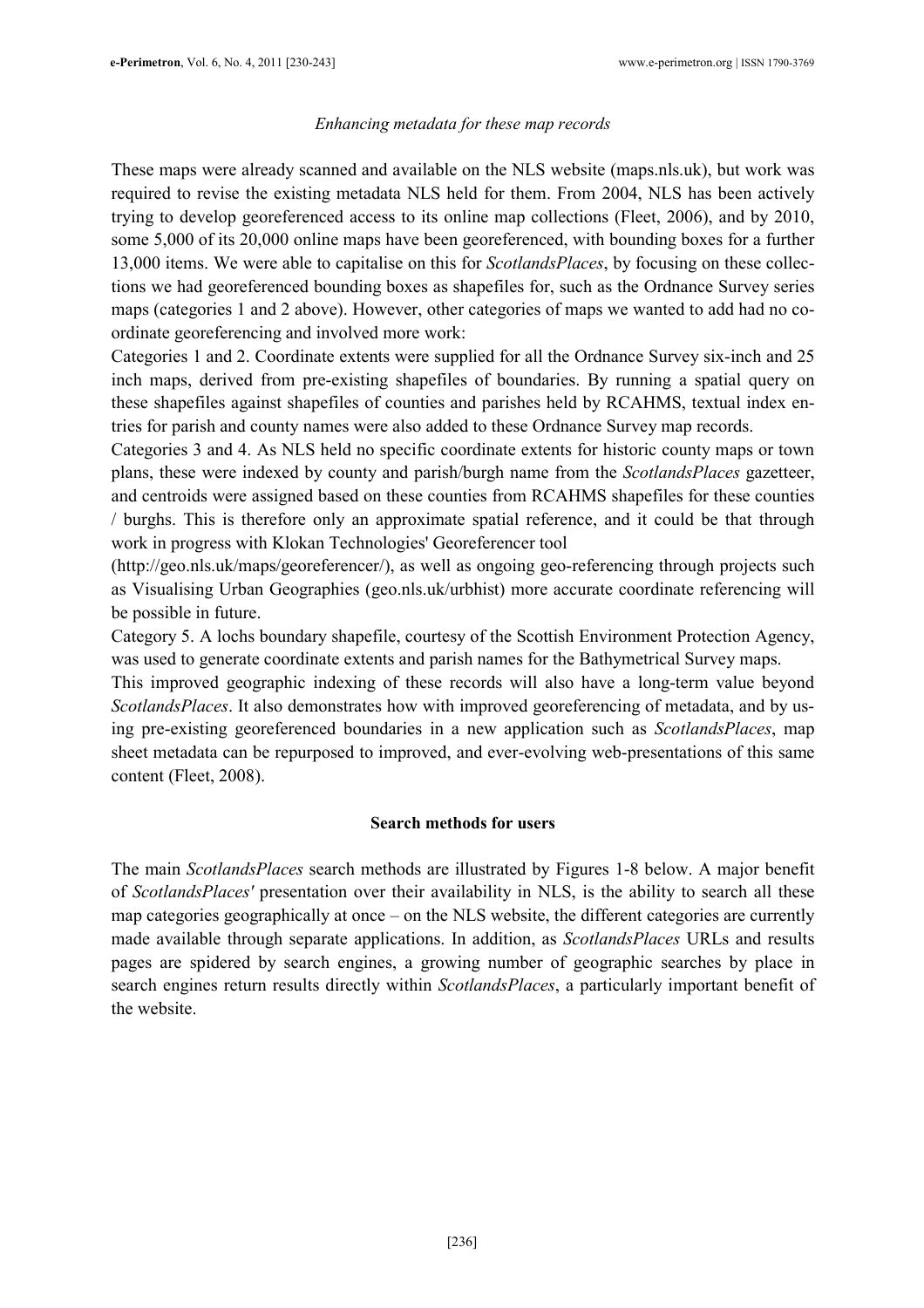*Enhancing metadata for these map records*

These maps were already scanned and available on the NLS website (maps.nls.uk), but work was required to revise the existing metadata NLS held for them. From 2004, NLS has been actively trying to develop georeferenced access to its online map collections (Fleet, 2006), and by 2010, some 5,000 of its 20,000 online maps have been georeferenced, with bounding boxes for a further 13,000 items. We were able to capitalise on this for *ScotlandsPlaces*, by focusing on these collections we had georeferenced bounding boxes as shapefiles for, such as the Ordnance Survey series maps (categories 1 and 2 above). However, other categories of maps we wanted to add had no coordinate georeferencing and involved more work:

Categories 1 and 2. Coordinate extents were supplied for all the Ordnance Survey six-inch and 25 inch maps, derived from pre-existing shapefiles of boundaries. By running a spatial query on these shapefiles against shapefiles of counties and parishes held by RCAHMS, textual index entries for parish and county names were also added to these Ordnance Survey map records.

Categories 3 and 4. As NLS held no specific coordinate extents for historic county maps or town plans, these were indexed by county and parish/burgh name from the *ScotlandsPlaces* gazetteer, and centroids were assigned based on these counties from RCAHMS shapefiles for these counties / burghs. This is therefore only an approximate spatial reference, and it could be that through work in progress with Klokan Technologies' Georeferencer tool (http://geo.nls.uk/maps/georeferencer/), as well as ongoing geo-referencing through projects such as Visualising Urban Geographies (geo.nls.uk/urbhist) more accurate coordinate referencing will be possible in future.

Category 5. A lochs boundary shapefile, courtesy of the Scottish Environment Protection Agency, was used to generate coordinate extents and parish names for the Bathymetrical Survey maps.

This improved geographic indexing of these records will also have a long-term value beyond *ScotlandsPlaces*. It also demonstrates how with improved georeferencing of metadata, and by using pre-existing georeferenced boundaries in a new application such as *ScotlandsPlaces*, map sheet metadata can be repurposed to improved, and ever-evolving web-presentations of this same content (Fleet, 2008).

**Search methods for users**

The main *ScotlandsPlaces* search methods are illustrated by Figures 1-8 below. A major benefit of *ScotlandsPlaces'* presentation over their availability in NLS, is the ability to search all these map categories geographically at once – on the NLS website, the different categories are currently made available through separate applications. In addition, as *ScotlandsPlaces* URLs and results pages are spidered by search engines, a growing number of geographic searches by place in search engines return results directly within *ScotlandsPlaces*, a particularly important benefit of the website.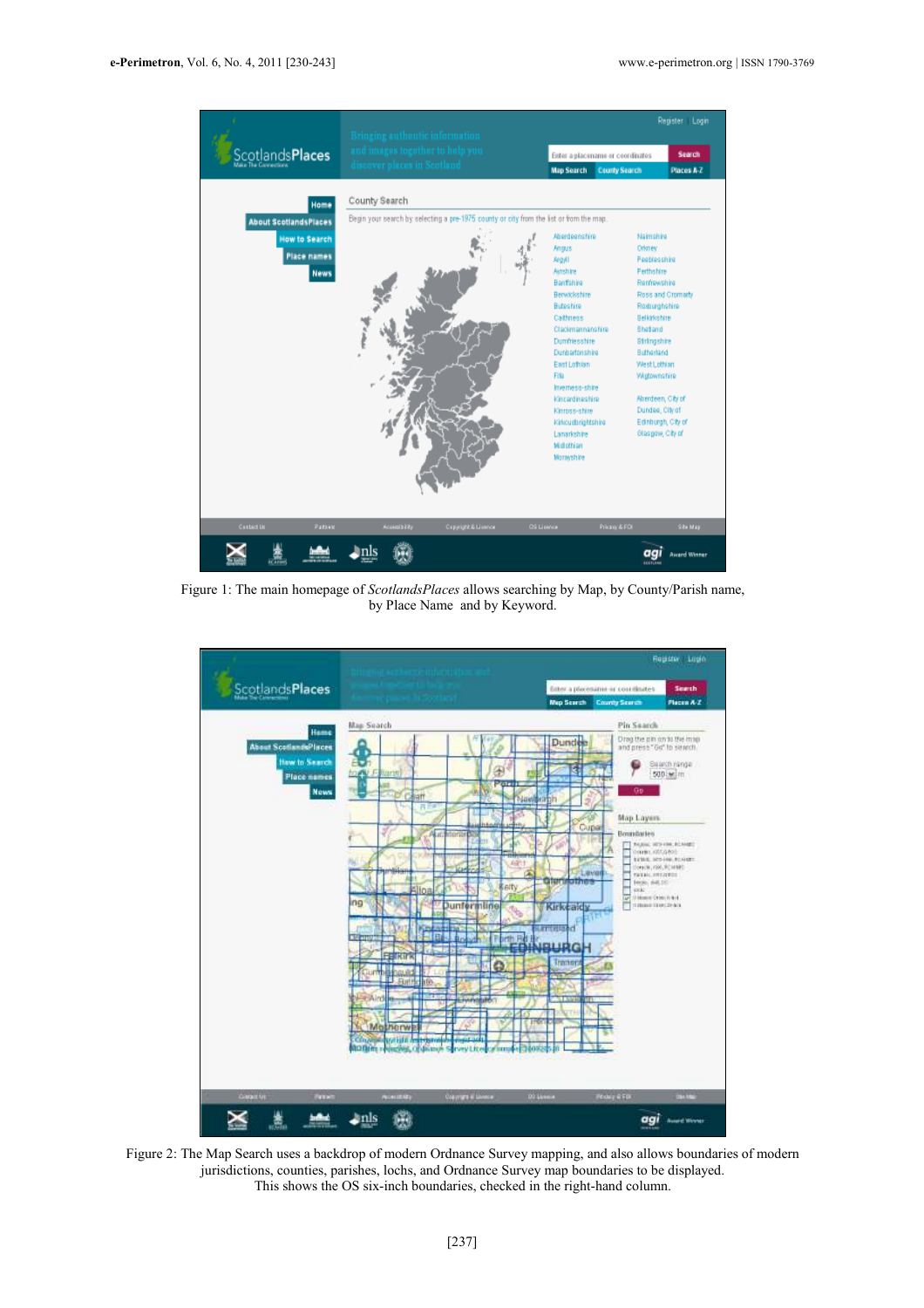Figure 1: The main homepage of *ScotlandsPlaces* allows searching by Map, by County/Parish name, by Place Name and by Keyword.

Figure 2: The Map Search uses a backdrop of modern Ordnance Survey mapping, and also allows boundaries of modern jurisdictions, counties, parishes, lochs, and Ordnance Survey map boundaries to be displayed. This shows the OS six-inch boundaries, checked in the right-hand column.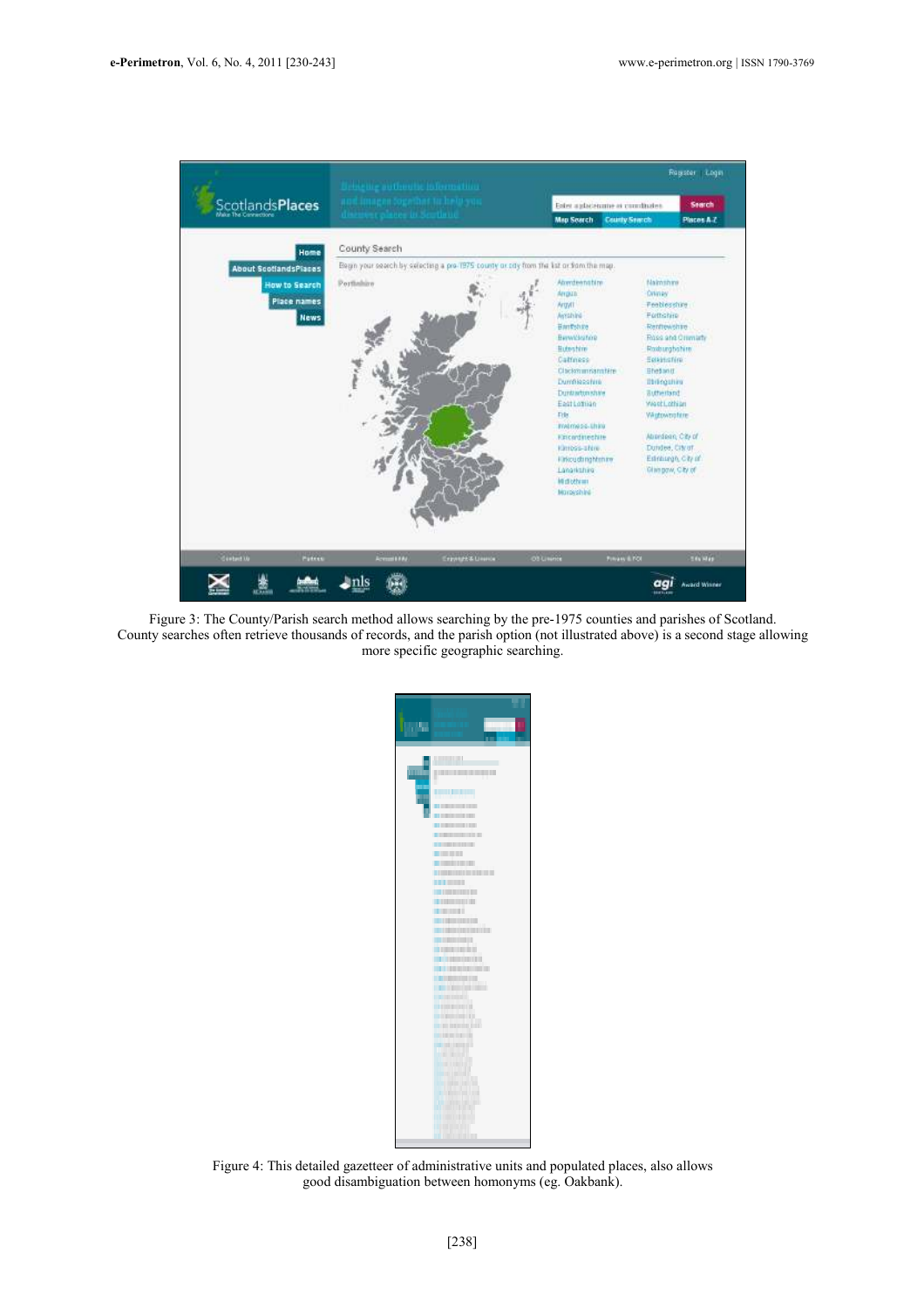Figure 3: The County/Parish search method allows searching by the pre-1975 counties and parishes of Scotland. County searches often retrieve thousands of records, and the parish option (not illustrated above) is a second stage allowing more specific geographic searching.

Figure 4: This detailed gazetteer of administrative units and populated places, also allows good disambiguation between homonyms (eg. Oakbank).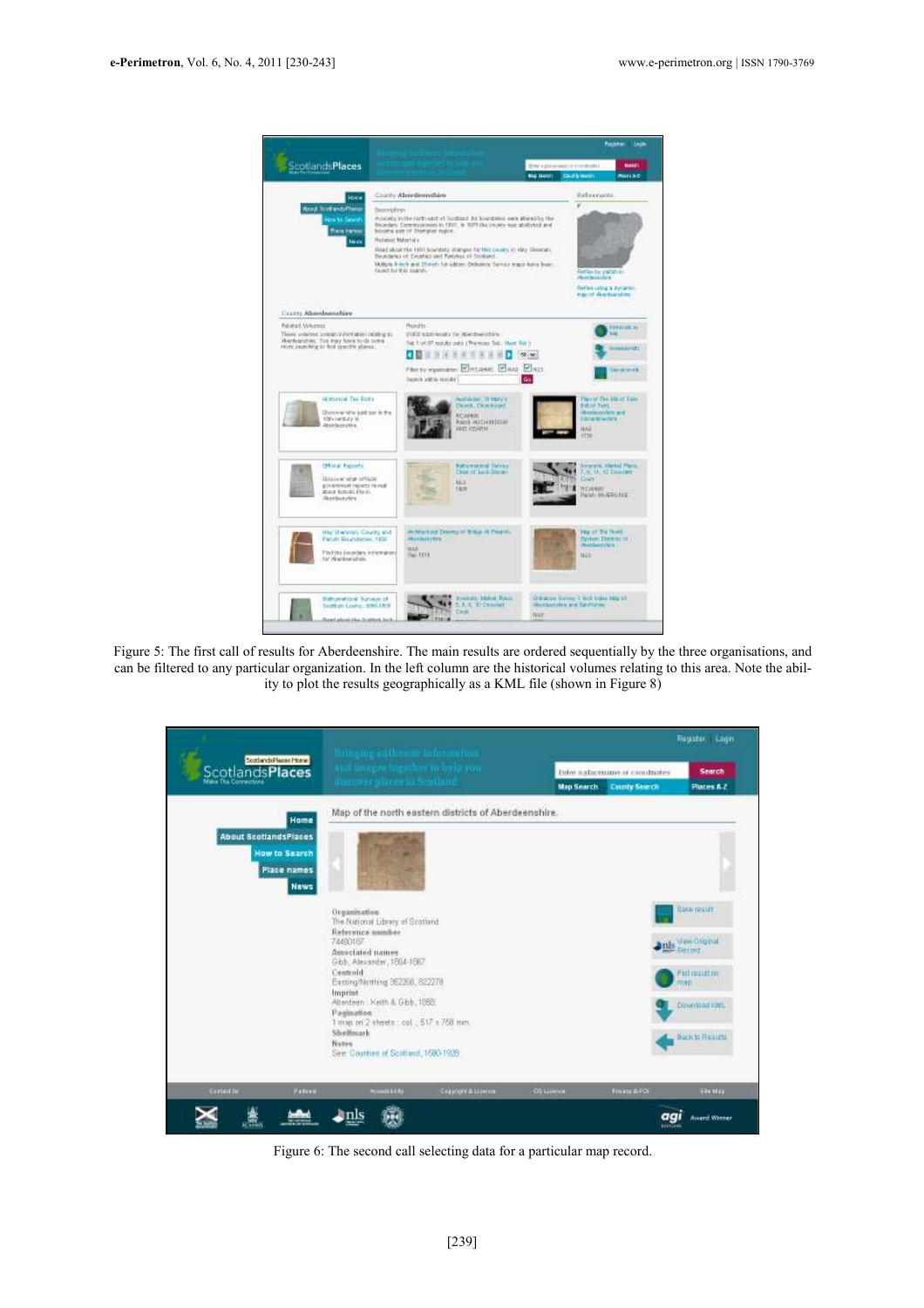Figure 5: The first call of results for Aberdeenshire. The main results are ordered sequentially by the three organisations, and can be filtered to any particular organization. In the left column are the historical volumes relating to this area. Note the ability to plot the results geographically as a KML file (shown in Figure 8)

Figure 6: The second call selecting data for a particular map record.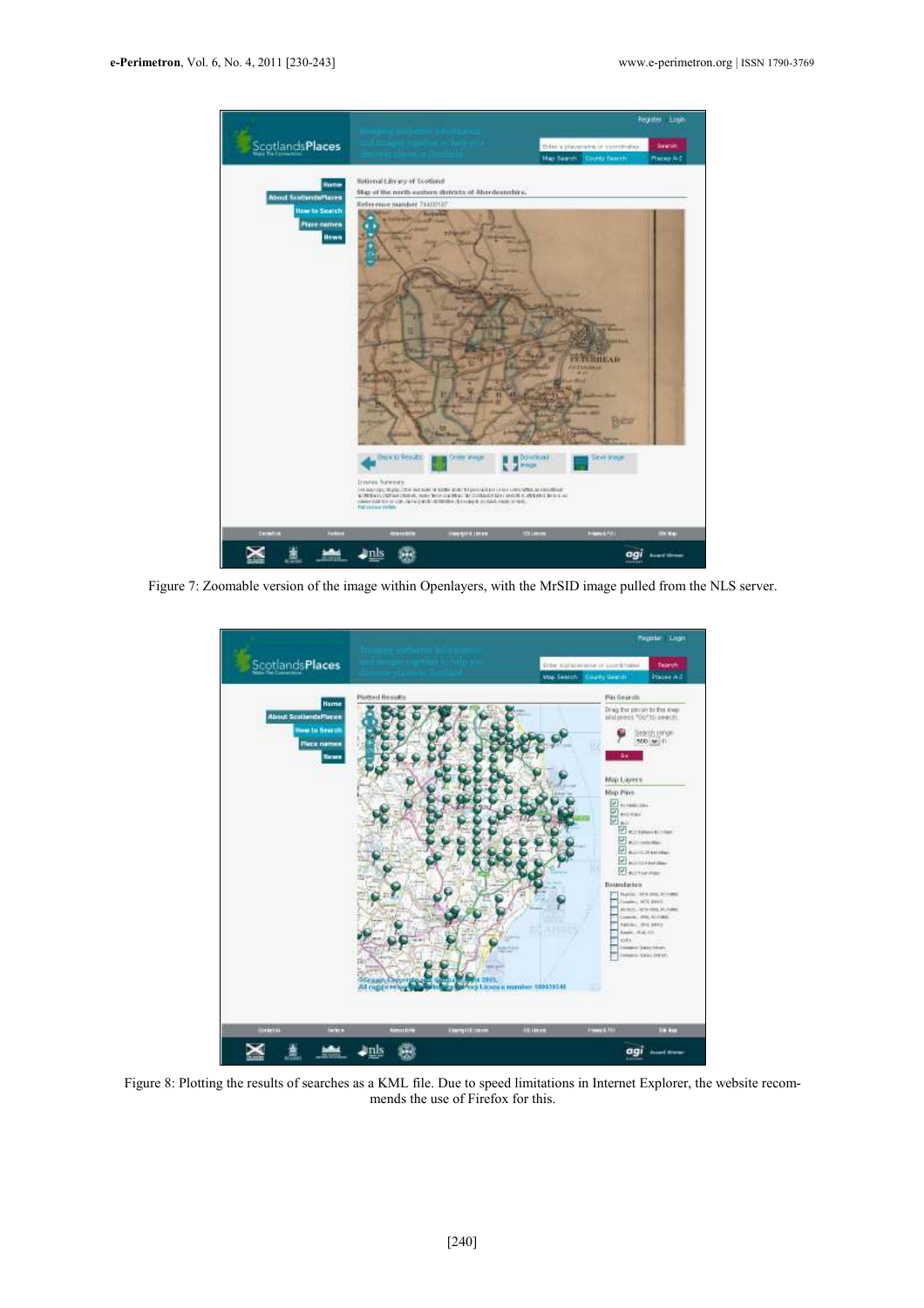Figure 7: Zoomable version of the image within Openlayers, with the MrSID image pulled from the NLS server.

Figure 8: Plotting the results of searches as a KML file. Due to speed limitations in Internet Explorer, the website recommends the use of Firefox for this.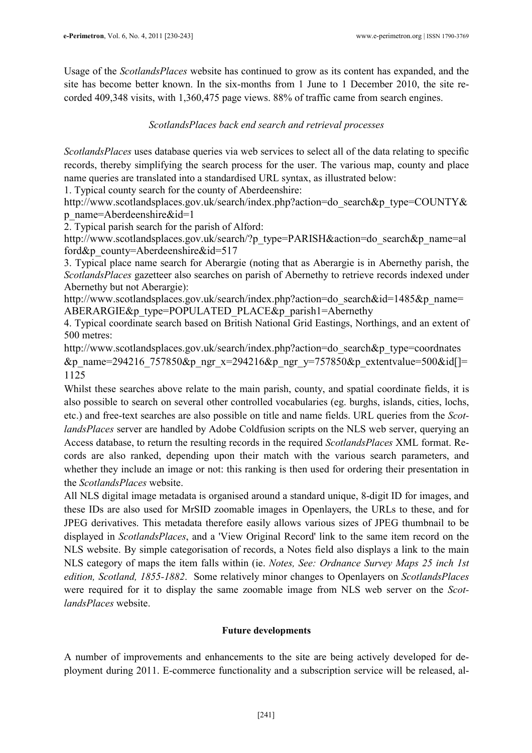Usage of the *ScotlandsPlaces* website has continued to grow as its content has expanded, and the site has become better known. In the six-months from 1 June to 1 December 2010, the site recorded 409,348 visits, with 1,360,475 page views. 88% of traffic came from search engines.

### *ScotlandsPlaces back end search and retrieval processes*

*ScotlandsPlaces* uses database queries via web services to select all of the data relating to specific records, thereby simplifying the search process for the user. The various map, county and place name queries are translated into a standardised URL syntax, as illustrated below:

1. Typical county search for the county of Aberdeenshire:
http://www.scotlandsplaces.gov.uk/search/index.php?action=do_search&p_type=COUNTY&p_name=Aberdeenshire&id=1
2. Typical parish search for the parish of Alford:
http://www.scotlandsplaces.gov.uk/search/?p_type=PARISH&action=do_search&p_name=alford&p_county=Aberdeenshire&id=517
3. Typical place name search for Aberargie (noting that as Aberargie is in Abernethy parish, the *ScotlandsPlaces* gazetteer also searches on parish of Abernethy to retrieve records indexed under Abernethy but not Aberargie):
http://www.scotlandsplaces.gov.uk/search/index.php?action=do_search&id=1485&p_name=ABERARGIE&p_type=POPULATED_PLACE&p_parish1=Abernethy
4. Typical coordinate search based on British National Grid Eastings, Northings, and an extent of 500 metres:
http://www.scotlandsplaces.gov.uk/search/index.php?action=do_search&p_type=coordnates&p_name=294216_757850&p_ngr_x=294216&p_ngr_y=757850&p_extentvalue=500&id[]=1125

Whilst these searches above relate to the main parish, county, and spatial coordinate fields, it is also possible to search on several other controlled vocabularies (eg. burghs, islands, cities, lochs, etc.) and free-text searches are also possible on title and name fields. URL queries from the *ScotlandsPlaces* server are handled by Adobe Coldfusion scripts on the NLS web server, querying an Access database, to return the resulting records in the required *ScotlandsPlaces* XML format. Records are also ranked, depending upon their match with the various search parameters, and whether they include an image or not: this ranking is then used for ordering their presentation in the *ScotlandsPlaces* website.

All NLS digital image metadata is organised around a standard unique, 8-digit ID for images, and these IDs are also used for MrSID zoomable images in Openlayers, the URLs to these, and for JPEG derivatives. This metadata therefore easily allows various sizes of JPEG thumbnail to be displayed in *ScotlandsPlaces*, and a 'View Original Record' link to the same item record on the NLS website. By simple categorisation of records, a Notes field also displays a link to the main NLS category of maps the item falls within (ie. *Notes, See: Ordnance Survey Maps 25 inch 1st edition, Scotland, 1855-1882*. Some relatively minor changes to Openlayers on *ScotlandsPlaces* were required for it to display the same zoomable image from NLS web server on the *ScotlandsPlaces* website.

## Future developments

A number of improvements and enhancements to the site are being actively developed for deployment during 2011. E-commerce functionality and a subscription service will be released, al-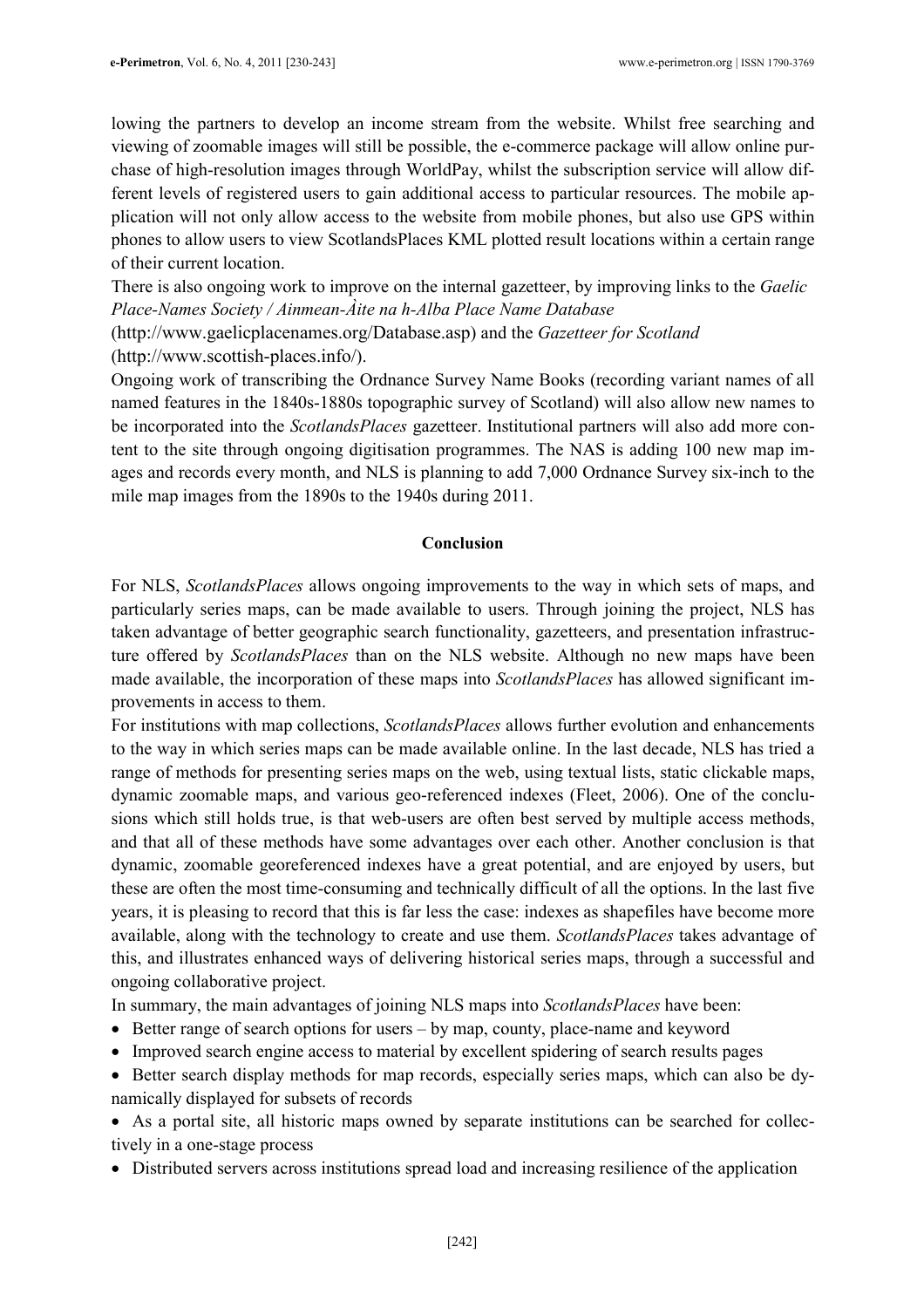lowing the partners to develop an income stream from the website. Whilst free searching and viewing of zoomable images will still be possible, the e-commerce package will allow online purchase of high-resolution images through WorldPay, whilst the subscription service will allow different levels of registered users to gain additional access to particular resources. The mobile application will not only allow access to the website from mobile phones, but also use GPS within phones to allow users to view ScotlandsPlaces KML plotted result locations within a certain range of their current location.

There is also ongoing work to improve on the internal gazetteer, by improving links to the *Gaelic Place-Names Society / Ainmean-Àite na h-Alba Place Name Database* (http://www.gaelicplacenames.org/Database.asp) and the *Gazetteer for Scotland* (http://www.scottish-places.info/).

Ongoing work of transcribing the Ordnance Survey Name Books (recording variant names of all named features in the 1840s-1880s topographic survey of Scotland) will also allow new names to be incorporated into the *ScotlandsPlaces* gazetteer. Institutional partners will also add more content to the site through ongoing digitisation programmes. The NAS is adding 100 new map images and records every month, and NLS is planning to add 7,000 Ordnance Survey six-inch to the mile map images from the 1890s to the 1940s during 2011.

## Conclusion

For NLS, *ScotlandsPlaces* allows ongoing improvements to the way in which sets of maps, and particularly series maps, can be made available to users. Through joining the project, NLS has taken advantage of better geographic search functionality, gazetteers, and presentation infrastructure offered by *ScotlandsPlaces* than on the NLS website. Although no new maps have been made available, the incorporation of these maps into *ScotlandsPlaces* has allowed significant improvements in access to them.

For institutions with map collections, *ScotlandsPlaces* allows further evolution and enhancements to the way in which series maps can be made available online. In the last decade, NLS has tried a range of methods for presenting series maps on the web, using textual lists, static clickable maps, dynamic zoomable maps, and various geo-referenced indexes (Fleet, 2006). One of the conclusions which still holds true, is that web-users are often best served by multiple access methods, and that all of these methods have some advantages over each other. Another conclusion is that dynamic, zoomable georeferenced indexes have a great potential, and are enjoyed by users, but these are often the most time-consuming and technically difficult of all the options. In the last five years, it is pleasing to record that this is far less the case: indexes as shapefiles have become more available, along with the technology to create and use them. *ScotlandsPlaces* takes advantage of this, and illustrates enhanced ways of delivering historical series maps, through a successful and ongoing collaborative project.

In summary, the main advantages of joining NLS maps into *ScotlandsPlaces* have been:

- Better range of search options for users – by map, county, place-name and keyword
- Improved search engine access to material by excellent spidering of search results pages
- Better search display methods for map records, especially series maps, which can also be dynamically displayed for subsets of records
- As a portal site, all historic maps owned by separate institutions can be searched for collectively in a one-stage process
- Distributed servers across institutions spread load and increasing resilience of the application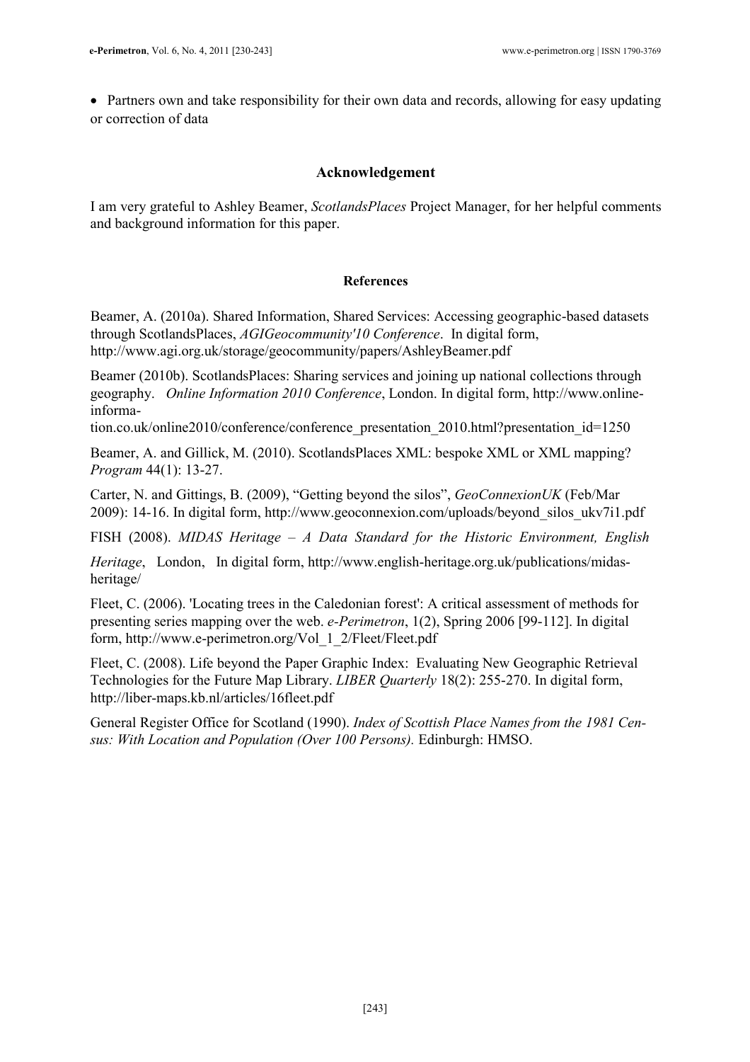- Partners own and take responsibility for their own data and records, allowing for easy updating or correction of data

## Acknowledgement

I am very grateful to Ashley Beamer, *ScotlandsPlaces* Project Manager, for her helpful comments and background information for this paper.

## References

Beamer, A. (2010a). Shared Information, Shared Services: Accessing geographic-based datasets through ScotlandsPlaces, *AGIGeocommunity'10 Conference*. In digital form, http://www.agi.org.uk/storage/geocommunity/papers/AshleyBeamer.pdf

Beamer (2010b). ScotlandsPlaces: Sharing services and joining up national collections through geography. *Online Information 2010 Conference*, London. In digital form, http://www.online-information.co.uk/online2010/conference/conference_presentation_2010.html?presentation_id=1250

Beamer, A. and Gillick, M. (2010). ScotlandsPlaces XML: bespoke XML or XML mapping? *Program* 44(1): 13-27.

Carter, N. and Gittings, B. (2009), "Getting beyond the silos", *GeoConnexionUK* (Feb/Mar 2009): 14-16. In digital form, http://www.geoconnexion.com/uploads/beyond_silos_ukv7i1.pdf

FISH (2008). *MIDAS Heritage – A Data Standard for the Historic Environment, English Heritage*, London, In digital form, http://www.english-heritage.org.uk/publications/midas-heritage/

Fleet, C. (2006). 'Locating trees in the Caledonian forest': A critical assessment of methods for presenting series mapping over the web. *e-Perimetron*, 1(2), Spring 2006 [99-112]. In digital form, http://www.e-perimetron.org/Vol_1_2/Fleet/Fleet.pdf

Fleet, C. (2008). Life beyond the Paper Graphic Index: Evaluating New Geographic Retrieval Technologies for the Future Map Library. *LIBER Quarterly* 18(2): 255-270. In digital form, http://liber-maps.kb.nl/articles/16fleet.pdf

General Register Office for Scotland (1990). *Index of Scottish Place Names from the 1981 Census: With Location and Population (Over 100 Persons).* Edinburgh: HMSO.